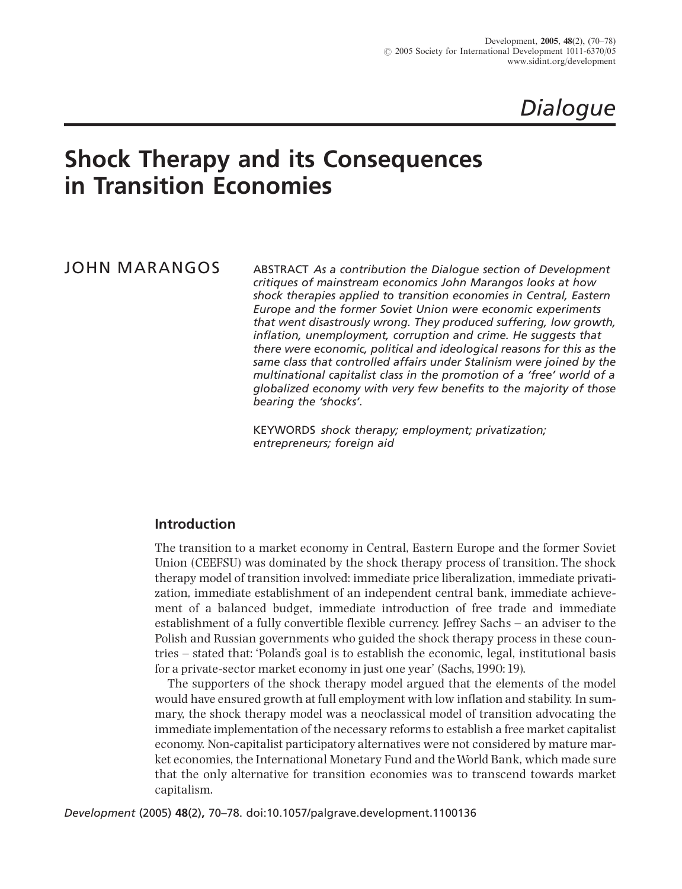*Dialogue*

# Shock Therapy and its Consequences in Transition Economies

JOHN MARANGOS

ABSTRACT *As a contribution the Dialogue section of Development critiques of mainstream economics John Marangos looks at how shock therapies applied to transition economies in Central, Eastern Europe and the former Soviet Union were economic experiments that went disastrously wrong. They produced suffering, low growth, inflation, unemployment, corruption and crime. He suggests that there were economic, political and ideological reasons for this as the same class that controlled affairs under Stalinism were joined by the multinational capitalist class in the promotion of a 'free' world of a globalized economy with very few benefits to the majority of those bearing the 'shocks'.*

KEYWORDS *shock therapy; employment; privatization; entrepreneurs; foreign aid*

## Introduction

The transition to a market economy in Central, Eastern Europe and the former Soviet Union (CEEFSU) was dominated by the shock therapy process of transition. The shock therapy model of transition involved: immediate price liberalization, immediate privatization, immediate establishment of an independent central bank, immediate achievement of a balanced budget, immediate introduction of free trade and immediate establishment of a fully convertible flexible currency. Jeffrey Sachs – an adviser to the Polish and Russian governments who guided the shock therapy process in these countries – stated that: 'Poland's goal is to establish the economic, legal, institutional basis for a private-sector market economy in just one year' (Sachs, 1990: 19).

The supporters of the shock therapy model argued that the elements of the model would have ensured growth at full employment with low inflation and stability. In summary, the shock therapy model was a neoclassical model of transition advocating the immediate implementation of the necessary reforms to establish a free market capitalist economy. Non-capitalist participatory alternatives were not considered by mature market economies, the International Monetary Fund and the World Bank, which made sure that the only alternative for transition economies was to transcend towards market capitalism.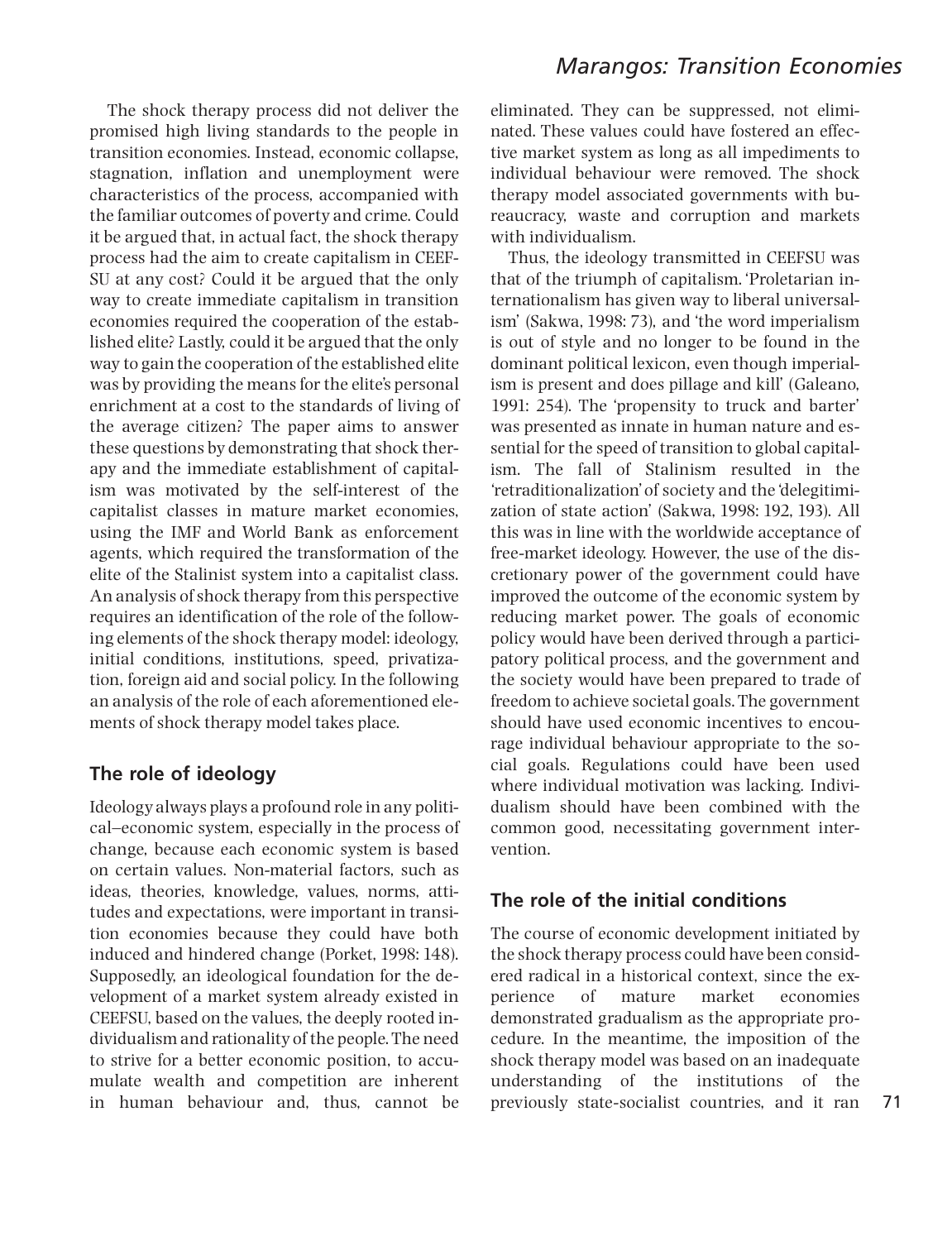The shock therapy process did not deliver the promised high living standards to the people in transition economies. Instead, economic collapse, stagnation, inflation and unemployment were characteristics of the process, accompanied with the familiar outcomes of poverty and crime. Could it be argued that, in actual fact, the shock therapy process had the aim to create capitalism in CEEFSU at any cost? Could it be argued that the only way to create immediate capitalism in transition economies required the cooperation of the established elite? Lastly, could it be argued that the only way to gain the cooperation of the established elite was by providing the means for the elite's personal enrichment at a cost to the standards of living of the average citizen? The paper aims to answer these questions by demonstrating that shock therapy and the immediate establishment of capitalism was motivated by the self-interest of the capitalist classes in mature market economies, using the IMF and World Bank as enforcement agents, which required the transformation of the elite of the Stalinist system into a capitalist class. An analysis of shock therapy from this perspective requires an identification of the role of the following elements of the shock therapy model: ideology, initial conditions, institutions, speed, privatization, foreign aid and social policy. In the following an analysis of the role of each aforementioned elements of shock therapy model takes place.

## The role of ideology

Ideology always plays a profound role in any political–economic system, especially in the process of change, because each economic system is based on certain values. Non-material factors, such as ideas, theories, knowledge, values, norms, attitudes and expectations, were important in transition economies because they could have both induced and hindered change (Porket, 1998: 148). Supposedly, an ideological foundation for the development of a market system already existed in CEEFSU, based on the values, the deeply rooted individualism and rationality of the people. The need to strive for a better economic position, to accumulate wealth and competition are inherent in human behaviour and, thus, cannot be eliminated. They can be suppressed, not eliminated. These values could have fostered an effective market system as long as all impediments to individual behaviour were removed. The shock therapy model associated governments with bureaucracy, waste and corruption and markets with individualism.

Thus, the ideology transmitted in CEEFSU was that of the triumph of capitalism. 'Proletarian internationalism has given way to liberal universalism' (Sakwa, 1998: 73), and 'the word imperialism is out of style and no longer to be found in the dominant political lexicon, even though imperialism is present and does pillage and kill' (Galeano, 1991: 254). The 'propensity to truck and barter' was presented as innate in human nature and essential for the speed of transition to global capitalism. The fall of Stalinism resulted in the 'retraditionalization' of society and the 'delegitimization of state action' (Sakwa, 1998: 192, 193). All this was in line with the worldwide acceptance of free-market ideology. However, the use of the discretionary power of the government could have improved the outcome of the economic system by reducing market power. The goals of economic policy would have been derived through a participatory political process, and the government and the society would have been prepared to trade of freedom to achieve societal goals. The government should have used economic incentives to encourage individual behaviour appropriate to the social goals. Regulations could have been used where individual motivation was lacking. Individualism should have been combined with the common good, necessitating government intervention.

## The role of the initial conditions

The course of economic development initiated by the shock therapy process could have been considered radical in a historical context, since the experience of mature market economies demonstrated gradualism as the appropriate procedure. In the meantime, the imposition of the shock therapy model was based on an inadequate understanding of the institutions of the previously state-socialist countries, and it ran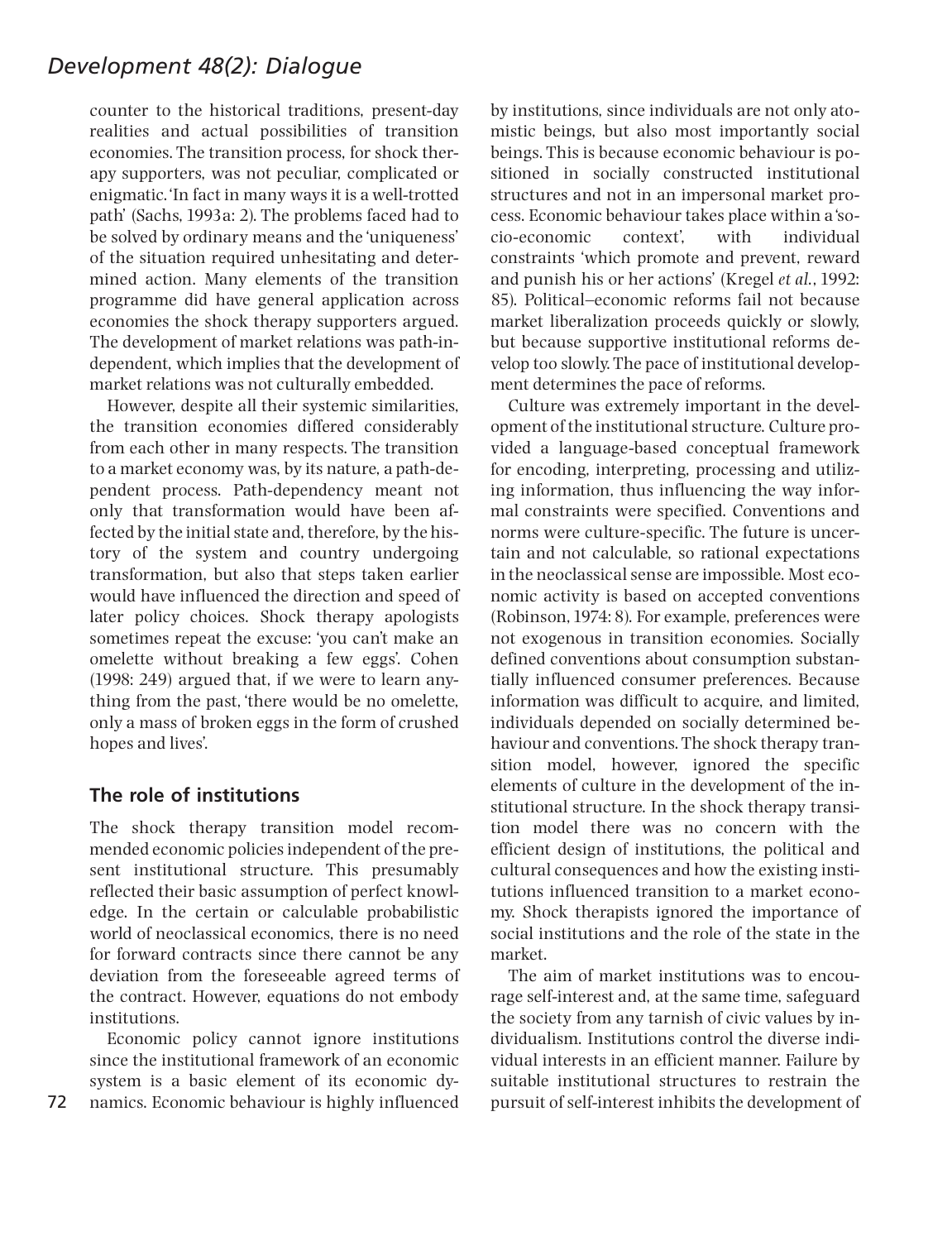counter to the historical traditions, present-day realities and actual possibilities of transition economies. The transition process, for shock therapy supporters, was not peculiar, complicated or enigmatic. 'In fact in many ways it is a well-trotted path' (Sachs, 1993a: 2). The problems faced had to be solved by ordinary means and the 'uniqueness' of the situation required unhesitating and determined action. Many elements of the transition programme did have general application across economies the shock therapy supporters argued. The development of market relations was path-independent, which implies that the development of market relations was not culturally embedded.

However, despite all their systemic similarities, the transition economies differed considerably from each other in many respects. The transition to a market economy was, by its nature, a path-dependent process. Path-dependency meant not only that transformation would have been affected by the initial state and, therefore, by the history of the system and country undergoing transformation, but also that steps taken earlier would have influenced the direction and speed of later policy choices. Shock therapy apologists sometimes repeat the excuse: 'you can't make an omelette without breaking a few eggs'. Cohen (1998: 249) argued that, if we were to learn anything from the past, 'there would be no omelette, only a mass of broken eggs in the form of crushed hopes and lives'.

## The role of institutions

The shock therapy transition model recommended economic policies independent of the present institutional structure. This presumably reflected their basic assumption of perfect knowledge. In the certain or calculable probabilistic world of neoclassical economics, there is no need for forward contracts since there cannot be any deviation from the foreseeable agreed terms of the contract. However, equations do not embody institutions.

Economic policy cannot ignore institutions since the institutional framework of an economic system is a basic element of its economic dynamics. Economic behaviour is highly influenced by institutions, since individuals are not only atomistic beings, but also most importantly social beings. This is because economic behaviour is positioned in socially constructed institutional structures and not in an impersonal market process. Economic behaviour takes place within a 'socio-economic context', with individual constraints 'which promote and prevent, reward and punish his or her actions' (Kregel *et al.*, 1992: 85). Political–economic reforms fail not because market liberalization proceeds quickly or slowly, but because supportive institutional reforms develop too slowly. The pace of institutional development determines the pace of reforms.

Culture was extremely important in the development of the institutional structure. Culture provided a language-based conceptual framework for encoding, interpreting, processing and utilizing information, thus influencing the way informal constraints were specified. Conventions and norms were culture-specific. The future is uncertain and not calculable, so rational expectations in the neoclassical sense are impossible. Most economic activity is based on accepted conventions (Robinson, 1974: 8). For example, preferences were not exogenous in transition economies. Socially defined conventions about consumption substantially influenced consumer preferences. Because information was difficult to acquire, and limited, individuals depended on socially determined behaviour and conventions. The shock therapy transition model, however, ignored the specific elements of culture in the development of the institutional structure. In the shock therapy transition model there was no concern with the efficient design of institutions, the political and cultural consequences and how the existing institutions influenced transition to a market economy. Shock therapists ignored the importance of social institutions and the role of the state in the market.

The aim of market institutions was to encourage self-interest and, at the same time, safeguard the society from any tarnish of civic values by individualism. Institutions control the diverse individual interests in an efficient manner. Failure by suitable institutional structures to restrain the pursuit of self-interest inhibits the development of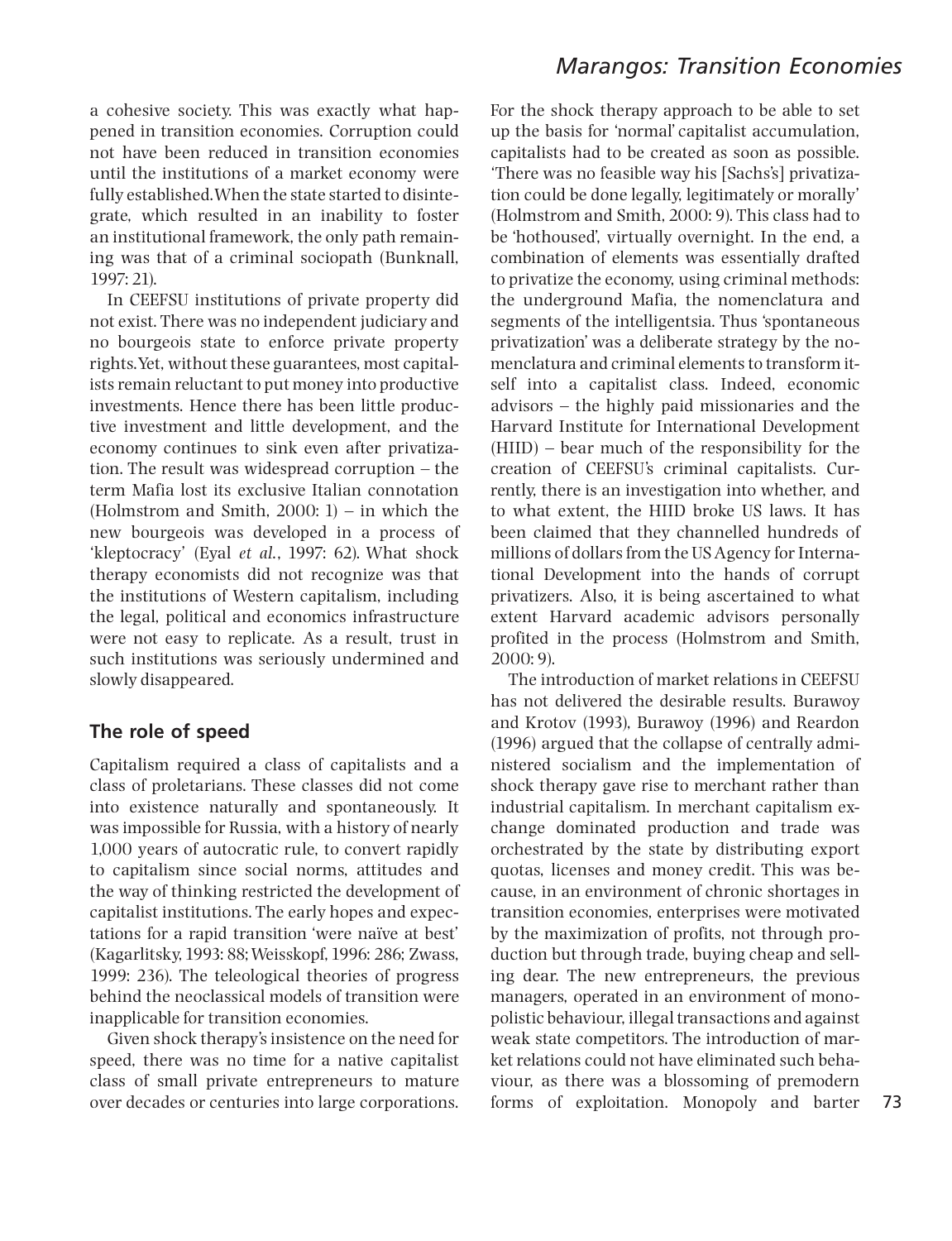a cohesive society. This was exactly what happened in transition economies. Corruption could not have been reduced in transition economies until the institutions of a market economy were fully established. When the state started to disintegrate, which resulted in an inability to foster an institutional framework, the only path remaining was that of a criminal sociopath (Bunknall, 1997: 21).

In CEEFSU institutions of private property did not exist. There was no independent judiciary and no bourgeois state to enforce private property rights. Yet, without these guarantees, most capitalists remain reluctant to put money into productive investments. Hence there has been little productive investment and little development, and the economy continues to sink even after privatization. The result was widespread corruption – the term Mafia lost its exclusive Italian connotation (Holmstrom and Smith, 2000: 1) – in which the new bourgeois was developed in a process of 'kleptocracy' (Eyal *et al.*, 1997: 62). What shock therapy economists did not recognize was that the institutions of Western capitalism, including the legal, political and economics infrastructure were not easy to replicate. As a result, trust in such institutions was seriously undermined and slowly disappeared.

## The role of speed

Capitalism required a class of capitalists and a class of proletarians. These classes did not come into existence naturally and spontaneously. It was impossible for Russia, with a history of nearly 1,000 years of autocratic rule, to convert rapidly to capitalism since social norms, attitudes and the way of thinking restricted the development of capitalist institutions. The early hopes and expectations for a rapid transition 'were naïve at best' (Kagarlitsky, 1993: 88; Weisskopf, 1996: 286; Zwass, 1999: 236). The teleological theories of progress behind the neoclassical models of transition were inapplicable for transition economies.

Given shock therapy's insistence on the need for speed, there was no time for a native capitalist class of small private entrepreneurs to mature over decades or centuries into large corporations. For the shock therapy approach to be able to set up the basis for 'normal' capitalist accumulation, capitalists had to be created as soon as possible. 'There was no feasible way his [Sachs's] privatization could be done legally, legitimately or morally' (Holmstrom and Smith, 2000: 9). This class had to be 'hothoused', virtually overnight. In the end, a combination of elements was essentially drafted to privatize the economy, using criminal methods: the underground Mafia, the nomenclatura and segments of the intelligentsia. Thus 'spontaneous privatization' was a deliberate strategy by the nomenclatura and criminal elements to transform itself into a capitalist class. Indeed, economic advisors – the highly paid missionaries and the Harvard Institute for International Development (HIID) – bear much of the responsibility for the creation of CEEFSU's criminal capitalists. Currently, there is an investigation into whether, and to what extent, the HIID broke US laws. It has been claimed that they channelled hundreds of millions of dollars from the US Agency for International Development into the hands of corrupt privatizers. Also, it is being ascertained to what extent Harvard academic advisors personally profited in the process (Holmstrom and Smith, 2000: 9).

The introduction of market relations in CEEFSU has not delivered the desirable results. Burawoy and Krotov (1993), Burawoy (1996) and Reardon (1996) argued that the collapse of centrally administered socialism and the implementation of shock therapy gave rise to merchant rather than industrial capitalism. In merchant capitalism exchange dominated production and trade was orchestrated by the state by distributing export quotas, licenses and money credit. This was because, in an environment of chronic shortages in transition economies, enterprises were motivated by the maximization of profits, not through production but through trade, buying cheap and selling dear. The new entrepreneurs, the previous managers, operated in an environment of monopolistic behaviour, illegal transactions and against weak state competitors. The introduction of market relations could not have eliminated such behaviour, as there was a blossoming of premodern forms of exploitation. Monopoly and barter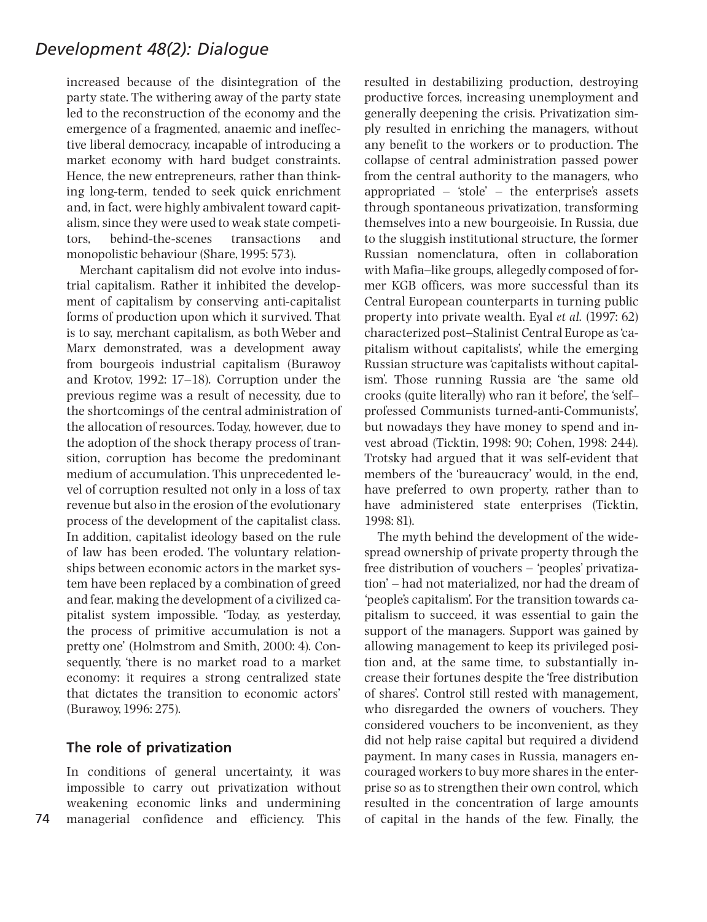increased because of the disintegration of the party state. The withering away of the party state led to the reconstruction of the economy and the emergence of a fragmented, anaemic and ineffective liberal democracy, incapable of introducing a market economy with hard budget constraints. Hence, the new entrepreneurs, rather than thinking long-term, tended to seek quick enrichment and, in fact, were highly ambivalent toward capitalism, since they were used to weak state competitors, behind-the-scenes transactions and monopolistic behaviour (Share, 1995: 573).

Merchant capitalism did not evolve into industrial capitalism. Rather it inhibited the development of capitalism by conserving anti-capitalist forms of production upon which it survived. That is to say, merchant capitalism, as both Weber and Marx demonstrated, was a development away from bourgeois industrial capitalism (Burawoy and Krotov, 1992: 17–18). Corruption under the previous regime was a result of necessity, due to the shortcomings of the central administration of the allocation of resources. Today, however, due to the adoption of the shock therapy process of transition, corruption has become the predominant medium of accumulation. This unprecedented level of corruption resulted not only in a loss of tax revenue but also in the erosion of the evolutionary process of the development of the capitalist class. In addition, capitalist ideology based on the rule of law has been eroded. The voluntary relationships between economic actors in the market system have been replaced by a combination of greed and fear, making the development of a civilized capitalist system impossible. 'Today, as yesterday, the process of primitive accumulation is not a pretty one' (Holmstrom and Smith, 2000: 4). Consequently, 'there is no market road to a market economy: it requires a strong centralized state that dictates the transition to economic actors' (Burawoy, 1996: 275).

## The role of privatization

In conditions of general uncertainty, it was impossible to carry out privatization without weakening economic links and undermining managerial confidence and efficiency. This resulted in destabilizing production, destroying productive forces, increasing unemployment and generally deepening the crisis. Privatization simply resulted in enriching the managers, without any benefit to the workers or to production. The collapse of central administration passed power from the central authority to the managers, who appropriated – 'stole' – the enterprise's assets through spontaneous privatization, transforming themselves into a new bourgeoisie. In Russia, due to the sluggish institutional structure, the former Russian nomenclatura, often in collaboration with Mafia–like groups, allegedly composed of former KGB officers, was more successful than its Central European counterparts in turning public property into private wealth. Eyal *et al*. (1997: 62) characterized post–Stalinist Central Europe as 'capitalism without capitalists', while the emerging Russian structure was 'capitalists without capitalism'. Those running Russia are 'the same old crooks (quite literally) who ran it before', the 'self–professed Communists turned-anti-Communists', but nowadays they have money to spend and invest abroad (Ticktin, 1998: 90; Cohen, 1998: 244). Trotsky had argued that it was self-evident that members of the 'bureaucracy' would, in the end, have preferred to own property, rather than to have administered state enterprises (Ticktin, 1998: 81).

The myth behind the development of the widespread ownership of private property through the free distribution of vouchers – 'peoples' privatization' – had not materialized, nor had the dream of 'people's capitalism'. For the transition towards capitalism to succeed, it was essential to gain the support of the managers. Support was gained by allowing management to keep its privileged position and, at the same time, to substantially increase their fortunes despite the 'free distribution of shares'. Control still rested with management, who disregarded the owners of vouchers. They considered vouchers to be inconvenient, as they did not help raise capital but required a dividend payment. In many cases in Russia, managers encouraged workers to buy more shares in the enterprise so as to strengthen their own control, which resulted in the concentration of large amounts of capital in the hands of the few. Finally, the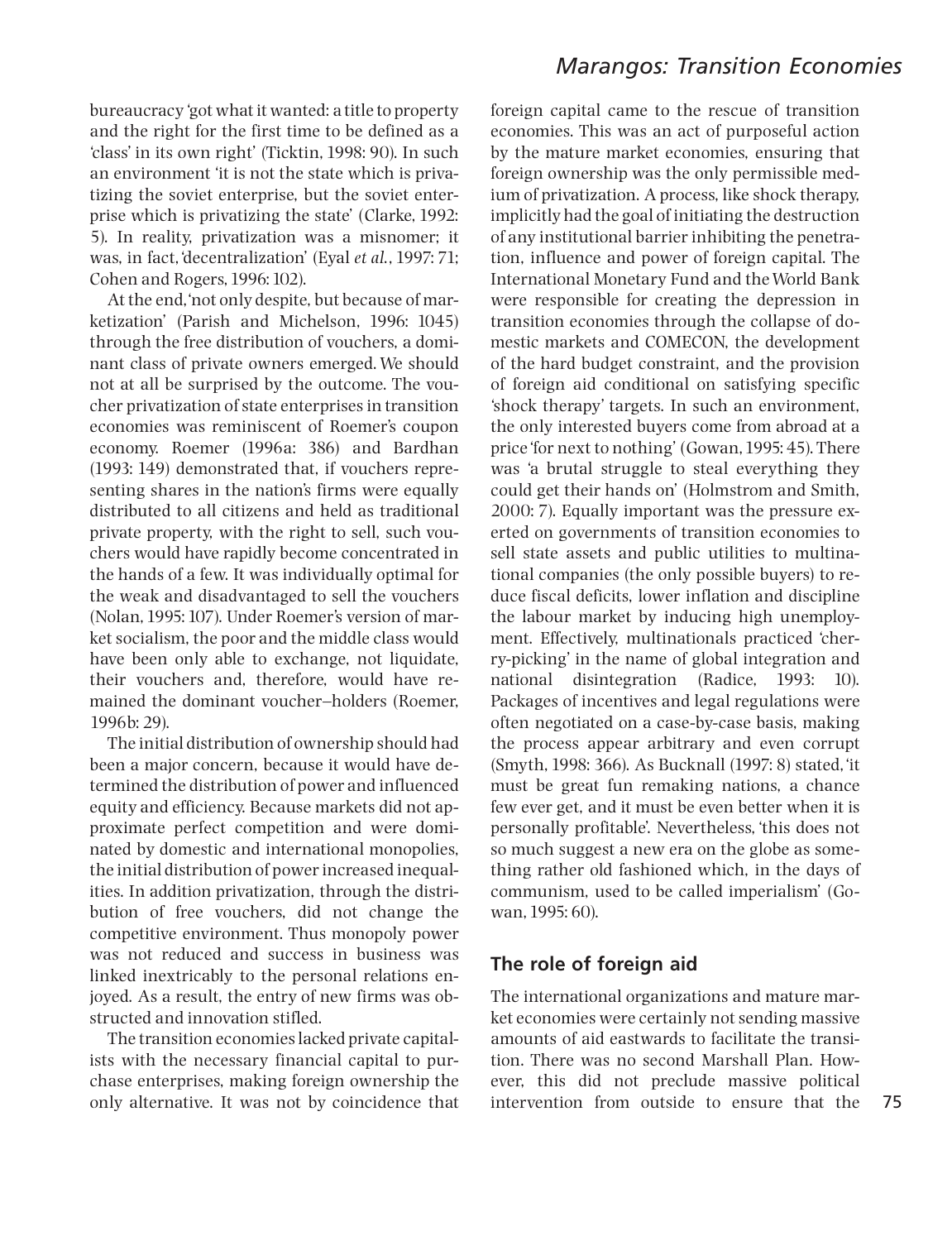bureaucracy 'got what it wanted: a title to property and the right for the first time to be defined as a 'class' in its own right' (Ticktin, 1998: 90). In such an environment 'it is not the state which is privatizing the soviet enterprise, but the soviet enterprise which is privatizing the state' (Clarke, 1992: 5). In reality, privatization was a misnomer; it was, in fact, 'decentralization' (Eyal *et al.*, 1997: 71; Cohen and Rogers, 1996: 102).

At the end, 'not only despite, but because of marketization' (Parish and Michelson, 1996: 1045) through the free distribution of vouchers, a dominant class of private owners emerged. We should not at all be surprised by the outcome. The voucher privatization of state enterprises in transition economies was reminiscent of Roemer's coupon economy. Roemer (1996a: 386) and Bardhan (1993: 149) demonstrated that, if vouchers representing shares in the nation's firms were equally distributed to all citizens and held as traditional private property, with the right to sell, such vouchers would have rapidly become concentrated in the hands of a few. It was individually optimal for the weak and disadvantaged to sell the vouchers (Nolan, 1995: 107). Under Roemer's version of market socialism, the poor and the middle class would have been only able to exchange, not liquidate, their vouchers and, therefore, would have remained the dominant voucher–holders (Roemer, 1996b: 29).

The initial distribution of ownership should had been a major concern, because it would have determined the distribution of power and influenced equity and efficiency. Because markets did not approximate perfect competition and were dominated by domestic and international monopolies, the initial distribution of power increased inequalities. In addition privatization, through the distribution of free vouchers, did not change the competitive environment. Thus monopoly power was not reduced and success in business was linked inextricably to the personal relations enjoyed. As a result, the entry of new firms was obstructed and innovation stifled.

The transition economies lacked private capitalists with the necessary financial capital to purchase enterprises, making foreign ownership the only alternative. It was not by coincidence that foreign capital came to the rescue of transition economies. This was an act of purposeful action by the mature market economies, ensuring that foreign ownership was the only permissible medium of privatization. A process, like shock therapy, implicitly had the goal of initiating the destruction of any institutional barrier inhibiting the penetration, influence and power of foreign capital. The International Monetary Fund and the World Bank were responsible for creating the depression in transition economies through the collapse of domestic markets and COMECON, the development of the hard budget constraint, and the provision of foreign aid conditional on satisfying specific 'shock therapy' targets. In such an environment, the only interested buyers come from abroad at a price 'for next to nothing' (Gowan, 1995: 45). There was 'a brutal struggle to steal everything they could get their hands on' (Holmstrom and Smith, 2000: 7). Equally important was the pressure exerted on governments of transition economies to sell state assets and public utilities to multinational companies (the only possible buyers) to reduce fiscal deficits, lower inflation and discipline the labour market by inducing high unemployment. Effectively, multinationals practiced 'cherry-picking' in the name of global integration and national disintegration (Radice, 1993: 10). Packages of incentives and legal regulations were often negotiated on a case-by-case basis, making the process appear arbitrary and even corrupt (Smyth, 1998: 366). As Bucknall (1997: 8) stated, 'it must be great fun remaking nations, a chance few ever get, and it must be even better when it is personally profitable'. Nevertheless, 'this does not so much suggest a new era on the globe as something rather old fashioned which, in the days of communism, used to be called imperialism' (Gowan, 1995: 60).

## The role of foreign aid

The international organizations and mature market economies were certainly not sending massive amounts of aid eastwards to facilitate the transition. There was no second Marshall Plan. However, this did not preclude massive political intervention from outside to ensure that the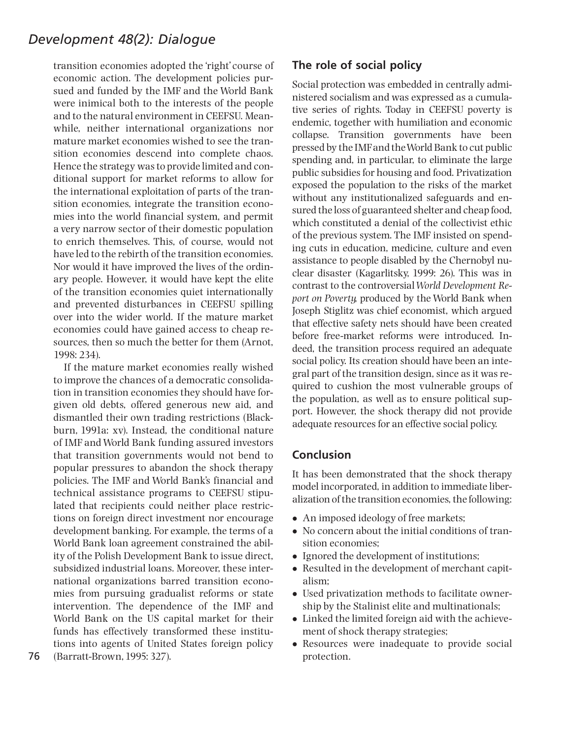transition economies adopted the 'right' course of economic action. The development policies pursued and funded by the IMF and the World Bank were inimical both to the interests of the people and to the natural environment in CEEFSU. Meanwhile, neither international organizations nor mature market economies wished to see the transition economies descend into complete chaos. Hence the strategy was to provide limited and conditional support for market reforms to allow for the international exploitation of parts of the transition economies, integrate the transition economies into the world financial system, and permit a very narrow sector of their domestic population to enrich themselves. This, of course, would not have led to the rebirth of the transition economies. Nor would it have improved the lives of the ordinary people. However, it would have kept the elite of the transition economies quiet internationally and prevented disturbances in CEEFSU spilling over into the wider world. If the mature market economies could have gained access to cheap resources, then so much the better for them (Arnot, 1998: 234).

If the mature market economies really wished to improve the chances of a democratic consolidation in transition economies they should have forgiven old debts, offered generous new aid, and dismantled their own trading restrictions (Blackburn, 1991a: xv). Instead, the conditional nature of IMF and World Bank funding assured investors that transition governments would not bend to popular pressures to abandon the shock therapy policies. The IMF and World Bank's financial and technical assistance programs to CEEFSU stipulated that recipients could neither place restrictions on foreign direct investment nor encourage development banking. For example, the terms of a World Bank loan agreement constrained the ability of the Polish Development Bank to issue direct, subsidized industrial loans. Moreover, these international organizations barred transition economies from pursuing gradualist reforms or state intervention. The dependence of the IMF and World Bank on the US capital market for their funds has effectively transformed these institutions into agents of United States foreign policy (Barratt-Brown, 1995: 327).

## The role of social policy

Social protection was embedded in centrally administered socialism and was expressed as a cumulative series of rights. Today in CEEFSU poverty is endemic, together with humiliation and economic collapse. Transition governments have been pressed by the IMF and the World Bank to cut public spending and, in particular, to eliminate the large public subsidies for housing and food. Privatization exposed the population to the risks of the market without any institutionalized safeguards and ensured the loss of guaranteed shelter and cheap food, which constituted a denial of the collectivist ethic of the previous system. The IMF insisted on spending cuts in education, medicine, culture and even assistance to people disabled by the Chernobyl nuclear disaster (Kagarlitsky, 1999: 26). This was in contrast to the controversial *World Development Report on Poverty*, produced by the World Bank when Joseph Stiglitz was chief economist, which argued that effective safety nets should have been created before free-market reforms were introduced. Indeed, the transition process required an adequate social policy. Its creation should have been an integral part of the transition design, since as it was required to cushion the most vulnerable groups of the population, as well as to ensure political support. However, the shock therapy did not provide adequate resources for an effective social policy.

## Conclusion

It has been demonstrated that the shock therapy model incorporated, in addition to immediate liberalization of the transition economies, the following:

- An imposed ideology of free markets;
- No concern about the initial conditions of transition economies;
- Ignored the development of institutions;
- Resulted in the development of merchant capitalism;
- Used privatization methods to facilitate ownership by the Stalinist elite and multinationals;
- Linked the limited foreign aid with the achievement of shock therapy strategies;
- Resources were inadequate to provide social protection.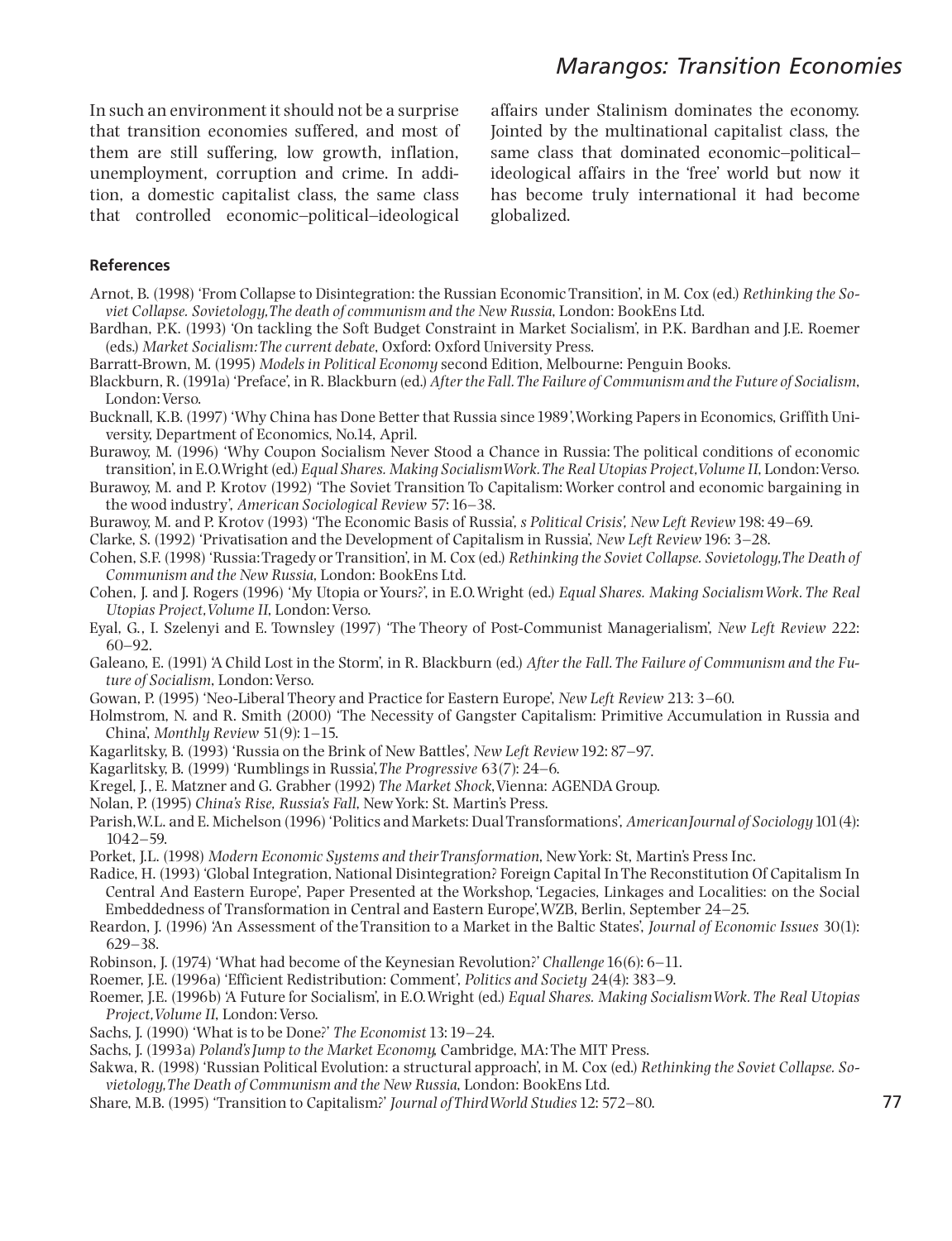In such an environment it should not be a surprise that transition economies suffered, and most of them are still suffering, low growth, inflation, unemployment, corruption and crime. In addition, a domestic capitalist class, the same class that controlled economic–political–ideological affairs under Stalinism dominates the economy. Jointed by the multinational capitalist class, the same class that dominated economic–political–ideological affairs in the 'free' world but now it has become truly international it had become globalized.

### References

Arnot, B. (1998) 'From Collapse to Disintegration: the Russian Economic Transition', in M. Cox (ed.) *Rethinking the Soviet Collapse. Sovietology, The death of communism and the New Russia*, London: BookEns Ltd.

Bardhan, P.K. (1993) 'On tackling the Soft Budget Constraint in Market Socialism', in P.K. Bardhan and J.E. Roemer (eds.) *Market Socialism: The current debate*, Oxford: Oxford University Press.

Barratt-Brown, M. (1995) *Models in Political Economy* second Edition, Melbourne: Penguin Books.

Blackburn, R. (1991a) 'Preface', in R. Blackburn (ed.) *After the Fall. The Failure of Communism and the Future of Socialism*, London: Verso.

Bucknall, K.B. (1997) 'Why China has Done Better that Russia since 1989', Working Papers in Economics, Griffith University, Department of Economics, No.14, April.

Burawoy, M. (1996) 'Why Coupon Socialism Never Stood a Chance in Russia: The political conditions of economic transition', in E.O.Wright (ed.) *Equal Shares. Making Socialism Work. The Real Utopias Project, Volume II*, London: Verso.

Burawoy, M. and P. Krotov (1992) 'The Soviet Transition To Capitalism: Worker control and economic bargaining in the wood industry', *American Sociological Review* 57: 16–38.

Burawoy, M. and P. Krotov (1993) 'The Economic Basis of Russia', *s Political Crisis', New Left Review* 198: 49–69.

Clarke, S. (1992) 'Privatisation and the Development of Capitalism in Russia', *New Left Review* 196: 3–28.

Cohen, S.F. (1998) 'Russia: Tragedy or Transition', in M. Cox (ed.) *Rethinking the Soviet Collapse. Sovietology, The Death of Communism and the New Russia*, London: BookEns Ltd.

Cohen, J. and J. Rogers (1996) 'My Utopia or Yours?', in E.O.Wright (ed.) *Equal Shares. Making Socialism Work. The Real Utopias Project, Volume II*, London: Verso.

Eyal, G., I. Szelenyi and E. Townsley (1997) 'The Theory of Post-Communist Managerialism', *New Left Review* 222: 60–92.

Galeano, E. (1991) 'A Child Lost in the Storm', in R. Blackburn (ed.) *After the Fall. The Failure of Communism and the Future of Socialism*, London: Verso.

Gowan, P. (1995) 'Neo-Liberal Theory and Practice for Eastern Europe', *New Left Review* 213: 3–60.

Holmstrom, N. and R. Smith (2000) 'The Necessity of Gangster Capitalism: Primitive Accumulation in Russia and China', *Monthly Review* 51(9): 1–15.

Kagarlitsky, B. (1993) 'Russia on the Brink of New Battles', *New Left Review* 192: 87–97.

Kagarlitsky, B. (1999) 'Rumblings in Russia', *The Progressive* 63(7): 24–6.

Kregel, J., E. Matzner and G. Grabher (1992) *The Market Shock*, Vienna: AGENDA Group.

Nolan, P. (1995) *China's Rise, Russia's Fall*, New York: St. Martin's Press.

Parish, W.L. and E. Michelson (1996) 'Politics and Markets: Dual Transformations', *American Journal of Sociology* 101(4): 1042–59.

Porket, J.L. (1998) *Modern Economic Systems and their Transformation*, New York: St, Martin's Press Inc.

Radice, H. (1993) 'Global Integration, National Disintegration? Foreign Capital In The Reconstitution Of Capitalism In Central And Eastern Europe', Paper Presented at the Workshop, 'Legacies, Linkages and Localities: on the Social Embeddedness of Transformation in Central and Eastern Europe', WZB, Berlin, September 24–25.

Reardon, J. (1996) 'An Assessment of the Transition to a Market in the Baltic States', *Journal of Economic Issues* 30(1): 629–38.

Robinson, J. (1974) 'What had become of the Keynesian Revolution?' *Challenge* 16(6): 6–11.

Roemer, J.E. (1996a) 'Efficient Redistribution: Comment', *Politics and Society* 24(4): 383–9.

Roemer, J.E. (1996b) 'A Future for Socialism', in E.O.Wright (ed.) *Equal Shares. Making Socialism Work. The Real Utopias Project, Volume II*, London: Verso.

Sachs, J. (1990) 'What is to be Done?' *The Economist* 13: 19–24.

Sachs, J. (1993a) *Poland's Jump to the Market Economy*, Cambridge, MA: The MIT Press.

Sakwa, R. (1998) 'Russian Political Evolution: a structural approach', in M. Cox (ed.) *Rethinking the Soviet Collapse. Sovietology, The Death of Communism and the New Russia*, London: BookEns Ltd.

Share, M.B. (1995) 'Transition to Capitalism?' *Journal of Third World Studies* 12: 572–80.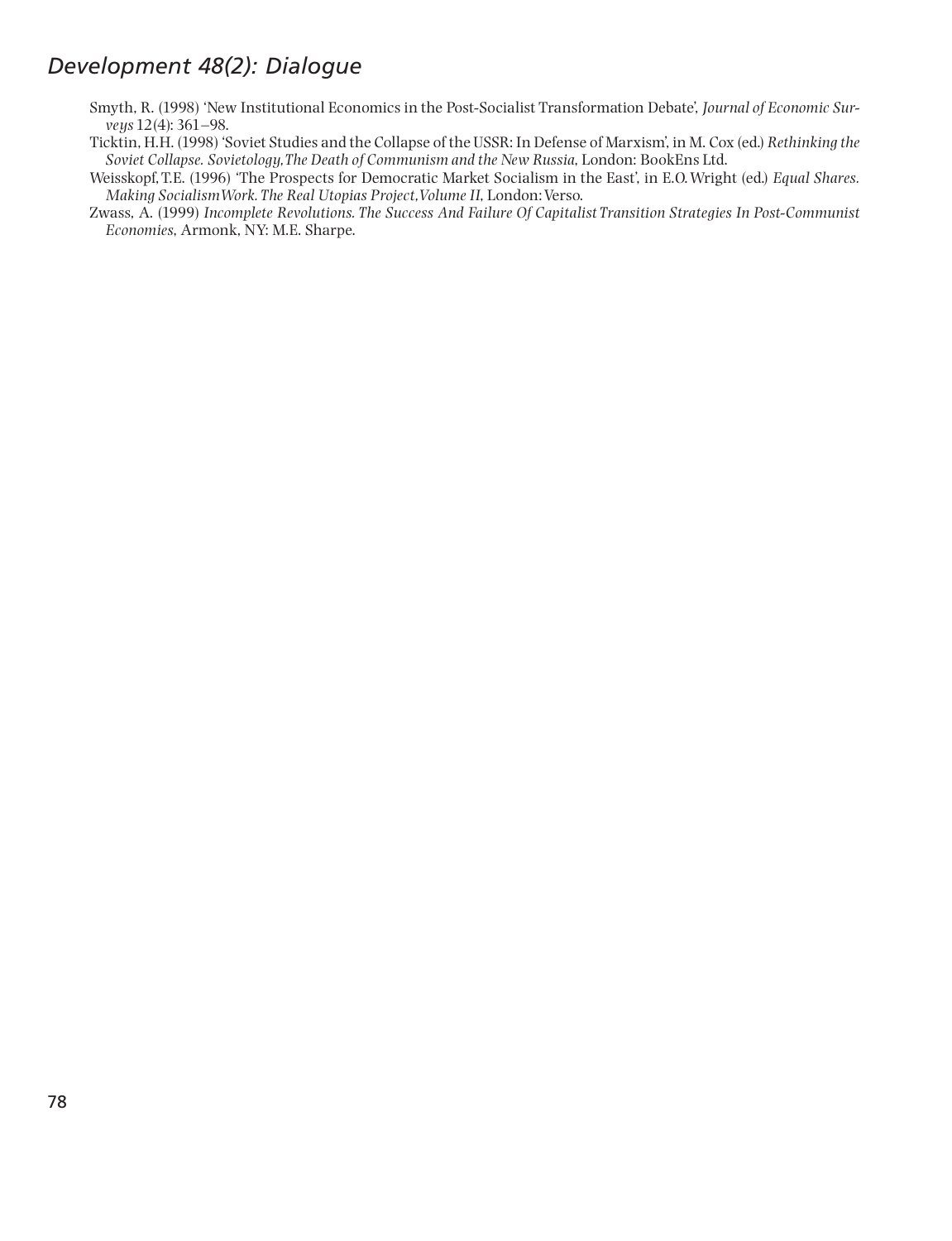Smyth, R. (1998) 'New Institutional Economics in the Post-Socialist Transformation Debate', *Journal of Economic Surveys* 12(4): 361–98.

Ticktin, H.H. (1998) 'Soviet Studies and the Collapse of the USSR: In Defense of Marxism', in M. Cox (ed.) *Rethinking the Soviet Collapse. Sovietology, The Death of Communism and the New Russia*, London: BookEns Ltd.

Weisskopf, T.E. (1996) 'The Prospects for Democratic Market Socialism in the East', in E.O. Wright (ed.) *Equal Shares. Making Socialism Work. The Real Utopias Project, Volume II*, London: Verso.

Zwass, A. (1999) *Incomplete Revolutions. The Success And Failure Of Capitalist Transition Strategies In Post-Communist Economies*, Armonk, NY: M.E. Sharpe.